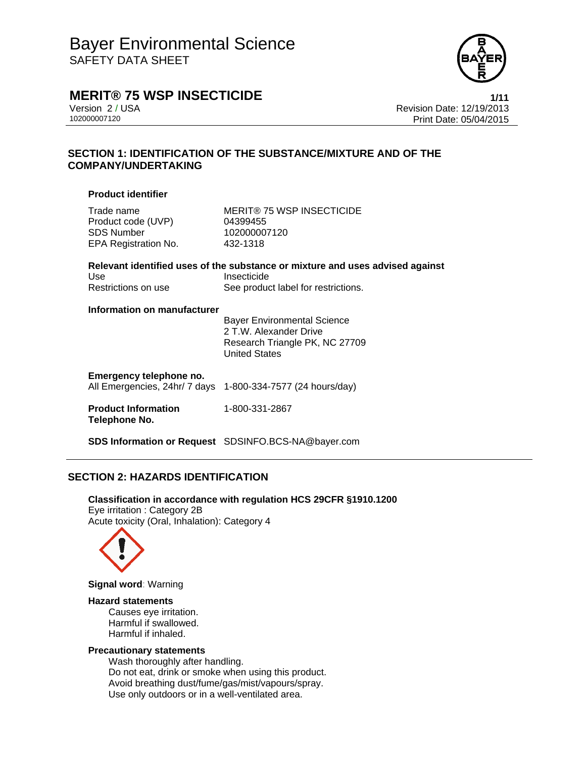# Bayer Environmental Science

SAFETY DATA SHEET

## MERIT® 75 WSP INSECTICIDE

Version 2 / USA
102000007120

Revision Date: 12/19/2013
Print Date: 05/04/2015

## SECTION 1: IDENTIFICATION OF THE SUBSTANCE/MIXTURE AND OF THE COMPANY/UNDERTAKING

### Product identifier

| | |
|---|---|
| Trade name | MERIT® 75 WSP INSECTICIDE |
| Product code (UVP) | 04399455 |
| SDS Number | 102000007120 |
| EPA Registration No. | 432-1318 |

### Relevant identified uses of the substance or mixture and uses advised against

| | |
|---|---|
| Use | Insecticide |
| Restrictions on use | See product label for restrictions. |

### Information on manufacturer

Bayer Environmental Science
2 T.W. Alexander Drive
Research Triangle PK, NC 27709
United States

**Emergency telephone no.**
All Emergencies, 24hr/ 7 days 1-800-334-7577 (24 hours/day)

**Product Information Telephone No.** 1-800-331-2867

**SDS Information or Request** SDSINFO.BCS-NA@bayer.com

## SECTION 2: HAZARDS IDENTIFICATION

**Classification in accordance with regulation HCS 29CFR §1910.1200**
Eye irritation : Category 2B
Acute toxicity (Oral, Inhalation): Category 4

**Signal word**: Warning

**Hazard statements**

Causes eye irritation.
Harmful if swallowed.
Harmful if inhaled.

**Precautionary statements**

Wash thoroughly after handling.
Do not eat, drink or smoke when using this product.
Avoid breathing dust/fume/gas/mist/vapours/spray.
Use only outdoors or in a well-ventilated area.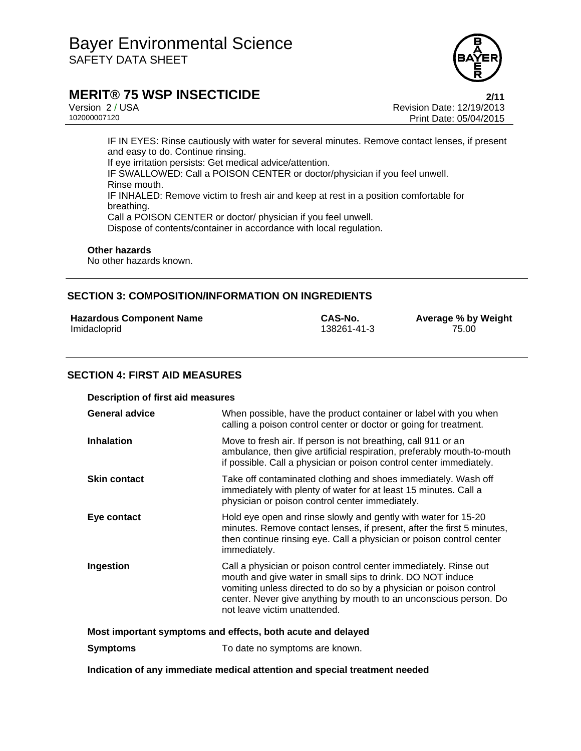IF IN EYES: Rinse cautiously with water for several minutes. Remove contact lenses, if present and easy to do. Continue rinsing.
If eye irritation persists: Get medical advice/attention.
IF SWALLOWED: Call a POISON CENTER or doctor/physician if you feel unwell.
Rinse mouth.
IF INHALED: Remove victim to fresh air and keep at rest in a position comfortable for breathing.
Call a POISON CENTER or doctor/ physician if you feel unwell.
Dispose of contents/container in accordance with local regulation.

**Other hazards**
No other hazards known.

## SECTION 3: COMPOSITION/INFORMATION ON INGREDIENTS

| Hazardous Component Name | CAS-No. | Average % by Weight |
|---|---|---|
| Imidacloprid | 138261-41-3 | 75.00 |

## SECTION 4: FIRST AID MEASURES

**Description of first aid measures**

| | |
|---|---|
| **General advice** | When possible, have the product container or label with you when calling a poison control center or doctor or going for treatment. |
| **Inhalation** | Move to fresh air. If person is not breathing, call 911 or an ambulance, then give artificial respiration, preferably mouth-to-mouth if possible. Call a physician or poison control center immediately. |
| **Skin contact** | Take off contaminated clothing and shoes immediately. Wash off immediately with plenty of water for at least 15 minutes. Call a physician or poison control center immediately. |
| **Eye contact** | Hold eye open and rinse slowly and gently with water for 15-20 minutes. Remove contact lenses, if present, after the first 5 minutes, then continue rinsing eye. Call a physician or poison control center immediately. |
| **Ingestion** | Call a physician or poison control center immediately. Rinse out mouth and give water in small sips to drink. DO NOT induce vomiting unless directed to do so by a physician or poison control center. Never give anything by mouth to an unconscious person. Do not leave victim unattended. |

**Most important symptoms and effects, both acute and delayed**

| | |
|---|---|
| **Symptoms** | To date no symptoms are known. |

**Indication of any immediate medical attention and special treatment needed**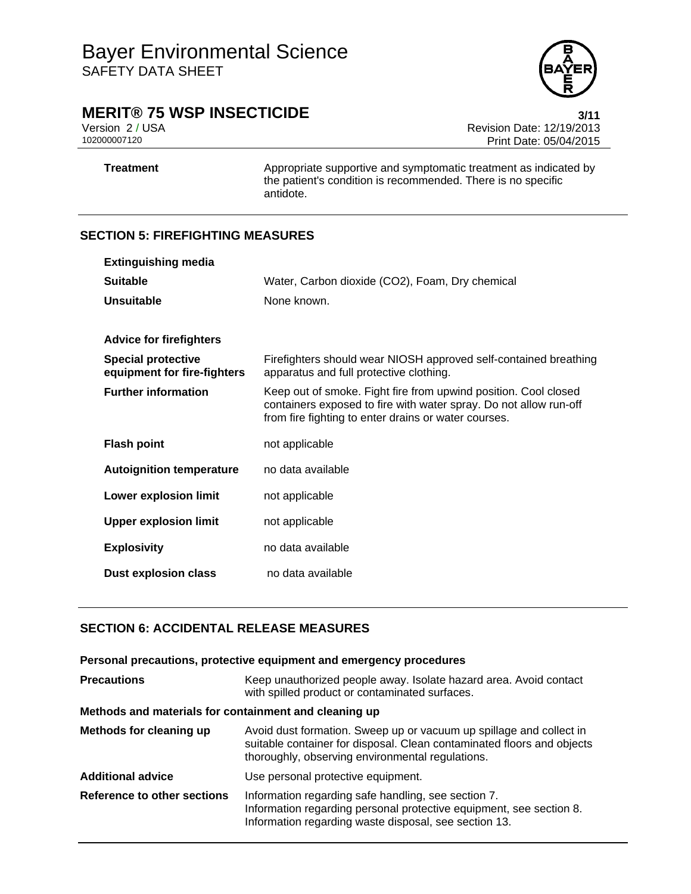| | |
|---|---|
| **Treatment** | Appropriate supportive and symptomatic treatment as indicated by the patient's condition is recommended. There is no specific antidote. |

## SECTION 5: FIREFIGHTING MEASURES

| | |
|---|---|
| **Extinguishing media** | |
| **Suitable** | Water, Carbon dioxide (CO2), Foam, Dry chemical |
| **Unsuitable** | None known. |
| **Advice for firefighters** | |
| **Special protective equipment for fire-fighters** | Firefighters should wear NIOSH approved self-contained breathing apparatus and full protective clothing. |
| **Further information** | Keep out of smoke. Fight fire from upwind position. Cool closed containers exposed to fire with water spray. Do not allow run-off from fire fighting to enter drains or water courses. |
| **Flash point** | not applicable |
| **Autoignition temperature** | no data available |
| **Lower explosion limit** | not applicable |
| **Upper explosion limit** | not applicable |
| **Explosivity** | no data available |
| **Dust explosion class** | no data available |

## SECTION 6: ACCIDENTAL RELEASE MEASURES

**Personal precautions, protective equipment and emergency procedures**

| | |
|---|---|
| **Precautions** | Keep unauthorized people away. Isolate hazard area. Avoid contact with spilled product or contaminated surfaces. |

**Methods and materials for containment and cleaning up**

| | |
|---|---|
| **Methods for cleaning up** | Avoid dust formation. Sweep up or vacuum up spillage and collect in suitable container for disposal. Clean contaminated floors and objects thoroughly, observing environmental regulations. |
| **Additional advice** | Use personal protective equipment. |
| **Reference to other sections** | Information regarding safe handling, see section 7.<br>Information regarding personal protective equipment, see section 8.<br>Information regarding waste disposal, see section 13. |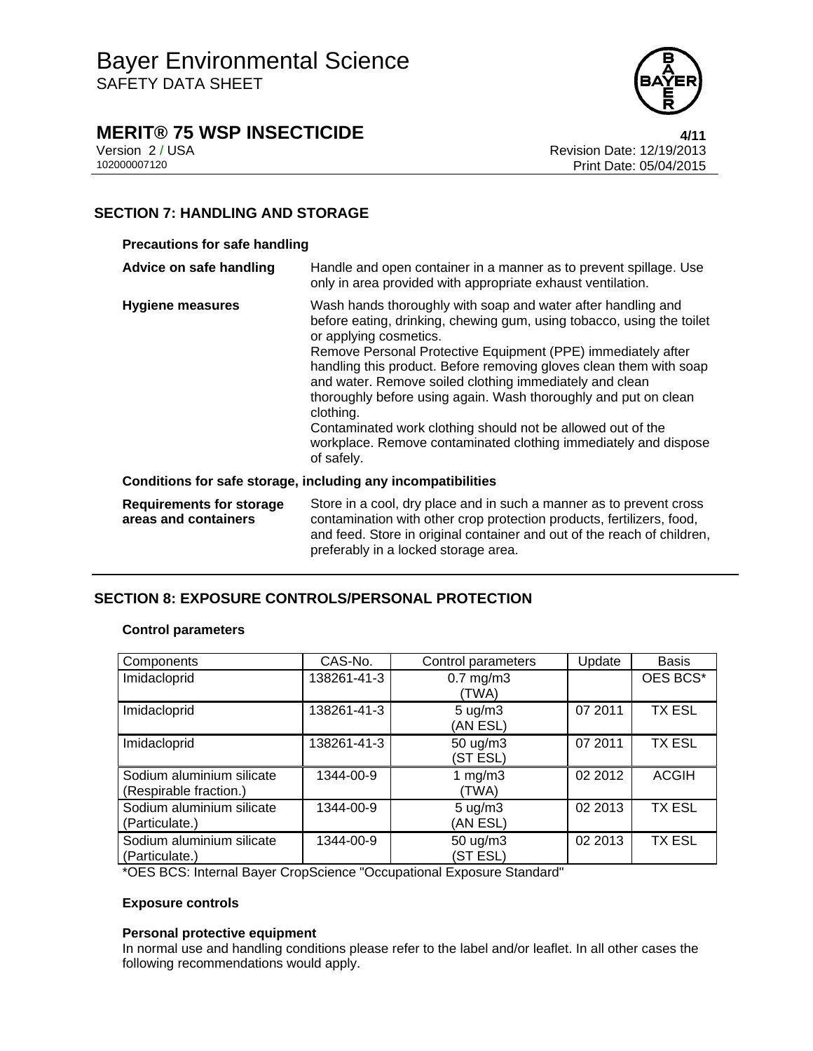## SECTION 7: HANDLING AND STORAGE

**Precautions for safe handling**

**Advice on safe handling**
Handle and open container in a manner as to prevent spillage. Use only in area provided with appropriate exhaust ventilation.

**Hygiene measures**
Wash hands thoroughly with soap and water after handling and before eating, drinking, chewing gum, using tobacco, using the toilet or applying cosmetics.
Remove Personal Protective Equipment (PPE) immediately after handling this product. Before removing gloves clean them with soap and water. Remove soiled clothing immediately and clean thoroughly before using again. Wash thoroughly and put on clean clothing.
Contaminated work clothing should not be allowed out of the workplace. Remove contaminated clothing immediately and dispose of safely.

**Conditions for safe storage, including any incompatibilities**

**Requirements for storage areas and containers**
Store in a cool, dry place and in such a manner as to prevent cross contamination with other crop protection products, fertilizers, food, and feed. Store in original container and out of the reach of children, preferably in a locked storage area.

## SECTION 8: EXPOSURE CONTROLS/PERSONAL PROTECTION

**Control parameters**

| Components | CAS-No. | Control parameters | Update | Basis |
|---|---|---|---|---|
| Imidacloprid | 138261-41-3 | 0.7 mg/m3 (TWA) | | OES BCS* |
| Imidacloprid | 138261-41-3 | 5 ug/m3 (AN ESL) | 07 2011 | TX ESL |
| Imidacloprid | 138261-41-3 | 50 ug/m3 (ST ESL) | 07 2011 | TX ESL |
| Sodium aluminium silicate (Respirable fraction.) | 1344-00-9 | 1 mg/m3 (TWA) | 02 2012 | ACGIH |
| Sodium aluminium silicate (Particulate.) | 1344-00-9 | 5 ug/m3 (AN ESL) | 02 2013 | TX ESL |
| Sodium aluminium silicate (Particulate.) | 1344-00-9 | 50 ug/m3 (ST ESL) | 02 2013 | TX ESL |

*OES BCS: Internal Bayer CropScience "Occupational Exposure Standard"

**Exposure controls**

**Personal protective equipment**
In normal use and handling conditions please refer to the label and/or leaflet. In all other cases the following recommendations would apply.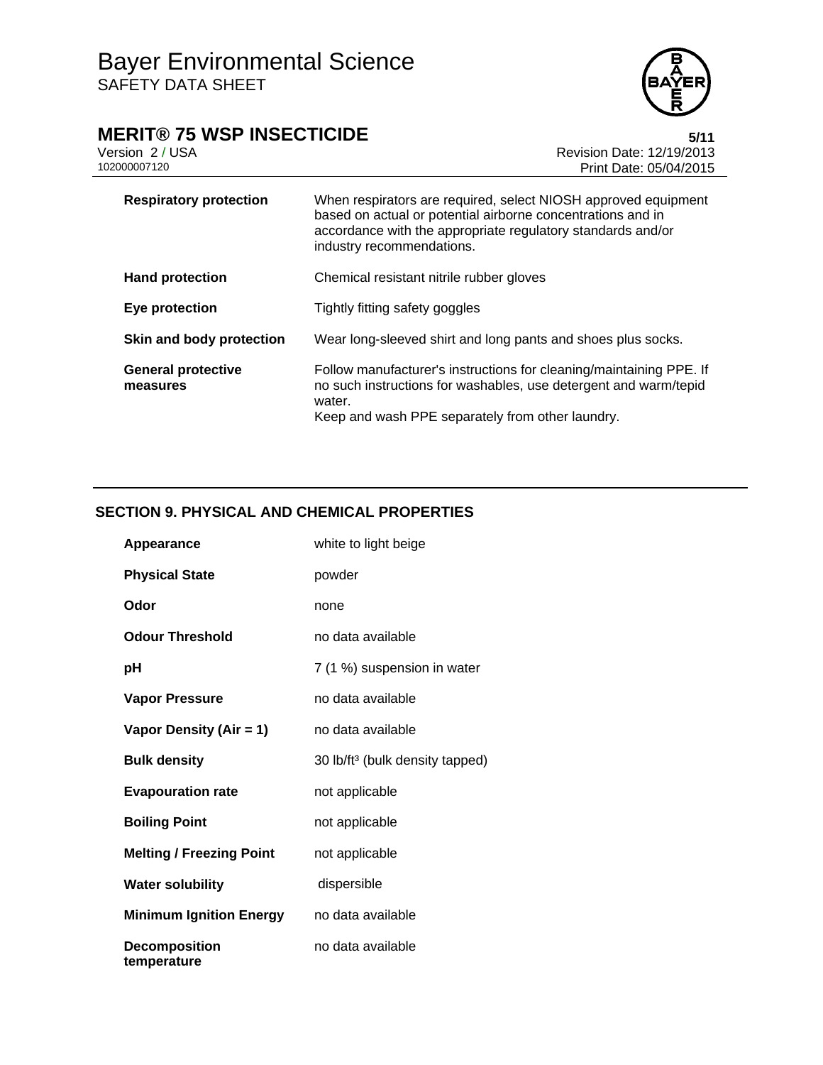| | |
|---|---|
| **Respiratory protection** | When respirators are required, select NIOSH approved equipment based on actual or potential airborne concentrations and in accordance with the appropriate regulatory standards and/or industry recommendations. |
| **Hand protection** | Chemical resistant nitrile rubber gloves |
| **Eye protection** | Tightly fitting safety goggles |
| **Skin and body protection** | Wear long-sleeved shirt and long pants and shoes plus socks. |
| **General protective measures** | Follow manufacturer's instructions for cleaning/maintaining PPE. If no such instructions for washables, use detergent and warm/tepid water.<br>Keep and wash PPE separately from other laundry. |

## SECTION 9. PHYSICAL AND CHEMICAL PROPERTIES

| | |
|---|---|
| **Appearance** | white to light beige |
| **Physical State** | powder |
| **Odor** | none |
| **Odour Threshold** | no data available |
| **pH** | 7 (1 %) suspension in water |
| **Vapor Pressure** | no data available |
| **Vapor Density (Air = 1)** | no data available |
| **Bulk density** | 30 lb/ft³ (bulk density tapped) |
| **Evapouration rate** | not applicable |
| **Boiling Point** | not applicable |
| **Melting / Freezing Point** | not applicable |
| **Water solubility** | dispersible |
| **Minimum Ignition Energy** | no data available |
| **Decomposition temperature** | no data available |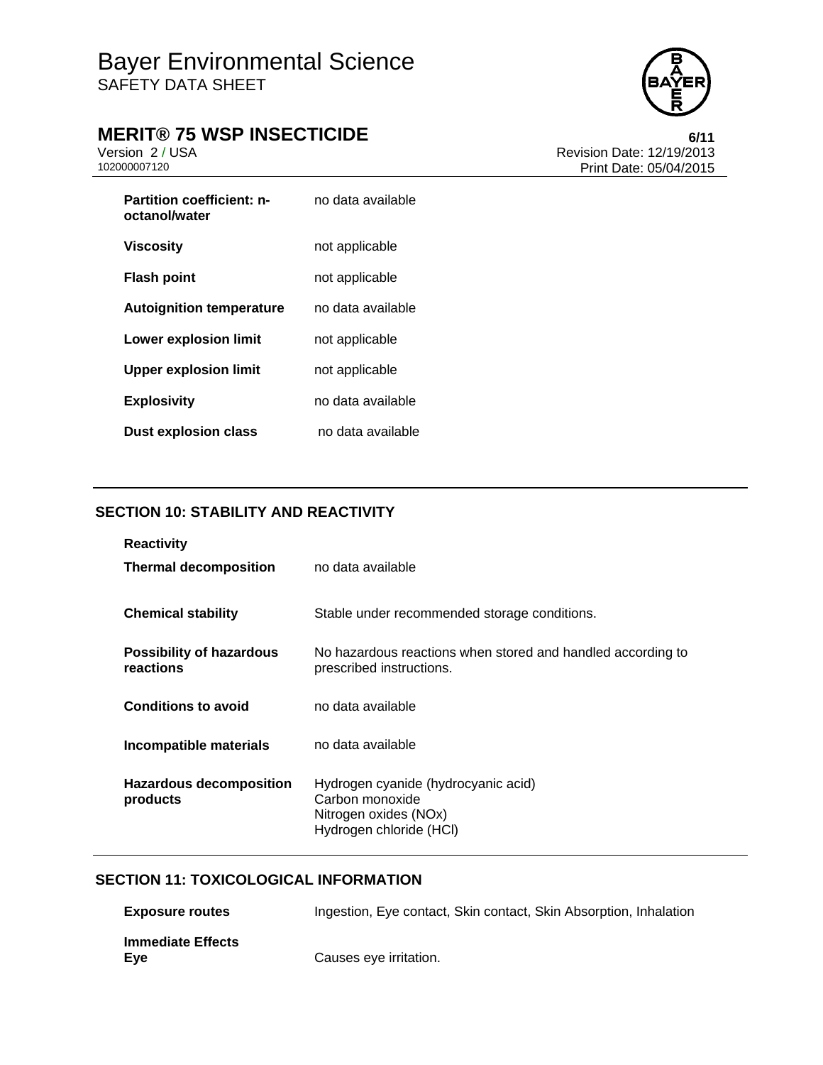| | |
|---|---|
| **Partition coefficient: n-octanol/water** | no data available |
| **Viscosity** | not applicable |
| **Flash point** | not applicable |
| **Autoignition temperature** | no data available |
| **Lower explosion limit** | not applicable |
| **Upper explosion limit** | not applicable |
| **Explosivity** | no data available |
| **Dust explosion class** | no data available |

## SECTION 10: STABILITY AND REACTIVITY

| | |
|---|---|
| **Reactivity** | |
| **Thermal decomposition** | no data available |
| **Chemical stability** | Stable under recommended storage conditions. |
| **Possibility of hazardous reactions** | No hazardous reactions when stored and handled according to prescribed instructions. |
| **Conditions to avoid** | no data available |
| **Incompatible materials** | no data available |
| **Hazardous decomposition products** | Hydrogen cyanide (hydrocyanic acid)<br>Carbon monoxide<br>Nitrogen oxides (NOx)<br>Hydrogen chloride (HCl) |

## SECTION 11: TOXICOLOGICAL INFORMATION

| | |
|---|---|
| **Exposure routes** | Ingestion, Eye contact, Skin contact, Skin Absorption, Inhalation |
| **Immediate Effects** | |
| **Eye** | Causes eye irritation. |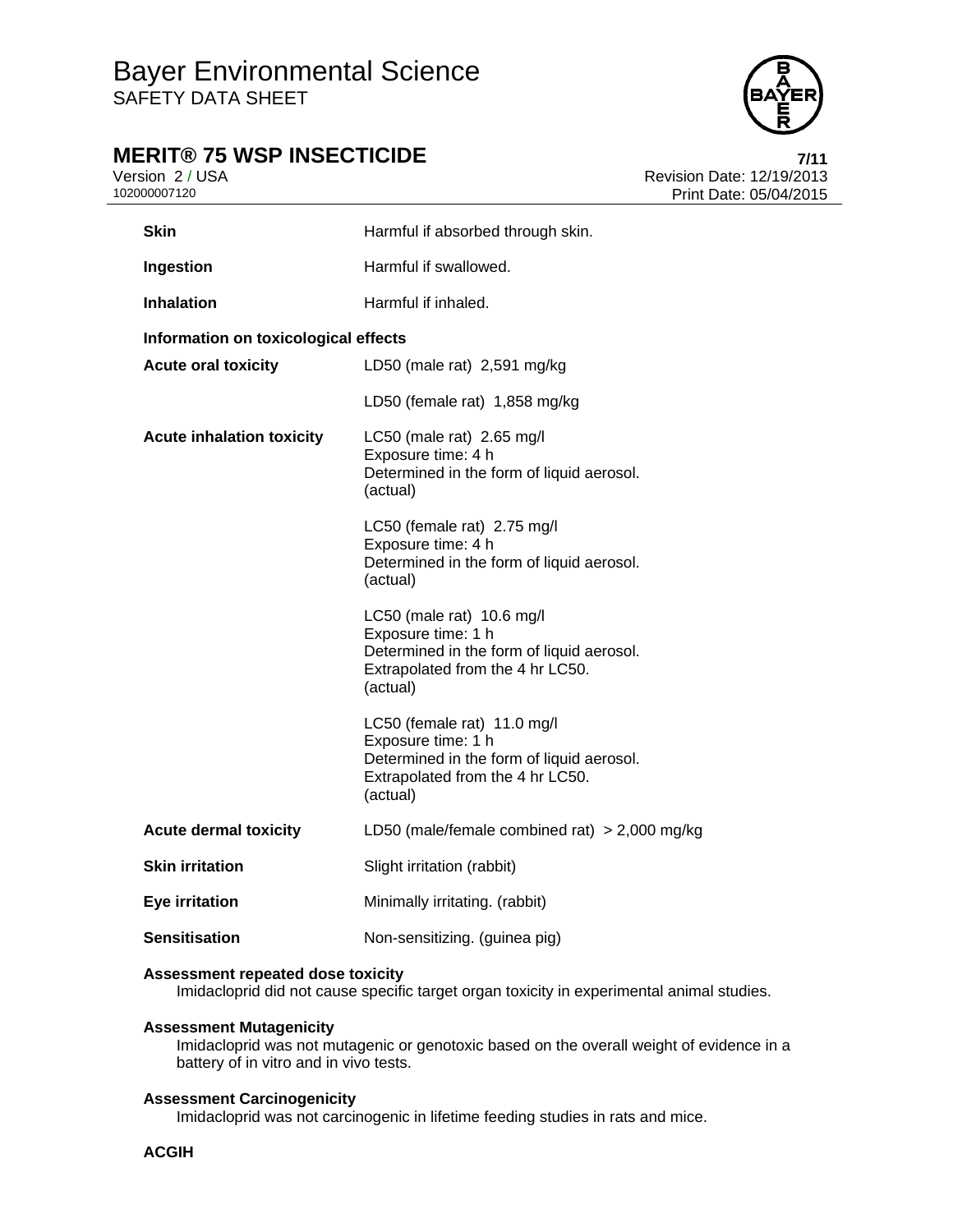| | |
|---|---|
| **Skin** | Harmful if absorbed through skin. |
| **Ingestion** | Harmful if swallowed. |
| **Inhalation** | Harmful if inhaled. |

**Information on toxicological effects**

| | |
|---|---|
| **Acute oral toxicity** | LD50 (male rat) 2,591 mg/kg |
| | LD50 (female rat) 1,858 mg/kg |
| **Acute inhalation toxicity** | LC50 (male rat) 2.65 mg/l<br>Exposure time: 4 h<br>Determined in the form of liquid aerosol.<br>(actual) |
| | LC50 (female rat) 2.75 mg/l<br>Exposure time: 4 h<br>Determined in the form of liquid aerosol.<br>(actual) |
| | LC50 (male rat) 10.6 mg/l<br>Exposure time: 1 h<br>Determined in the form of liquid aerosol.<br>Extrapolated from the 4 hr LC50.<br>(actual) |
| | LC50 (female rat) 11.0 mg/l<br>Exposure time: 1 h<br>Determined in the form of liquid aerosol.<br>Extrapolated from the 4 hr LC50.<br>(actual) |
| **Acute dermal toxicity** | LD50 (male/female combined rat) > 2,000 mg/kg |
| **Skin irritation** | Slight irritation (rabbit) |
| **Eye irritation** | Minimally irritating. (rabbit) |
| **Sensitisation** | Non-sensitizing. (guinea pig) |

**Assessment repeated dose toxicity**

Imidacloprid did not cause specific target organ toxicity in experimental animal studies.

**Assessment Mutagenicity**

Imidacloprid was not mutagenic or genotoxic based on the overall weight of evidence in a battery of in vitro and in vivo tests.

**Assessment Carcinogenicity**

Imidacloprid was not carcinogenic in lifetime feeding studies in rats and mice.

**ACGIH**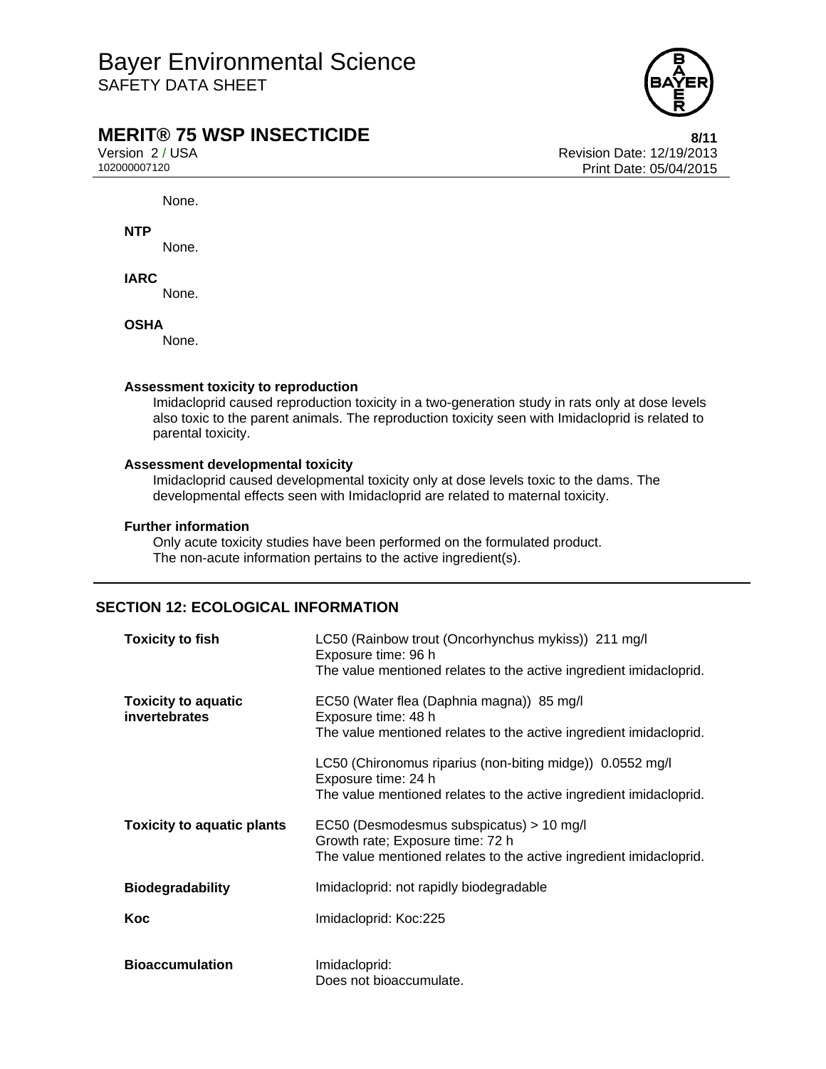None.

**NTP**

None.

**IARC**

None.

**OSHA**

None.

**Assessment toxicity to reproduction**

Imidacloprid caused reproduction toxicity in a two-generation study in rats only at dose levels also toxic to the parent animals. The reproduction toxicity seen with Imidacloprid is related to parental toxicity.

**Assessment developmental toxicity**

Imidacloprid caused developmental toxicity only at dose levels toxic to the dams. The developmental effects seen with Imidacloprid are related to maternal toxicity.

**Further information**

Only acute toxicity studies have been performed on the formulated product.
The non-acute information pertains to the active ingredient(s).

## SECTION 12: ECOLOGICAL INFORMATION

| | |
|---|---|
| **Toxicity to fish** | LC50 (Rainbow trout (Oncorhynchus mykiss)) 211 mg/l<br>Exposure time: 96 h<br>The value mentioned relates to the active ingredient imidacloprid. |
| **Toxicity to aquatic invertebrates** | EC50 (Water flea (Daphnia magna)) 85 mg/l<br>Exposure time: 48 h<br>The value mentioned relates to the active ingredient imidacloprid. |
| | LC50 (Chironomus riparius (non-biting midge)) 0.0552 mg/l<br>Exposure time: 24 h<br>The value mentioned relates to the active ingredient imidacloprid. |
| **Toxicity to aquatic plants** | EC50 (Desmodesmus subspicatus) > 10 mg/l<br>Growth rate; Exposure time: 72 h<br>The value mentioned relates to the active ingredient imidacloprid. |
| **Biodegradability** | Imidacloprid: not rapidly biodegradable |
| **Koc** | Imidacloprid: Koc:225 |
| **Bioaccumulation** | Imidacloprid:<br>Does not bioaccumulate. |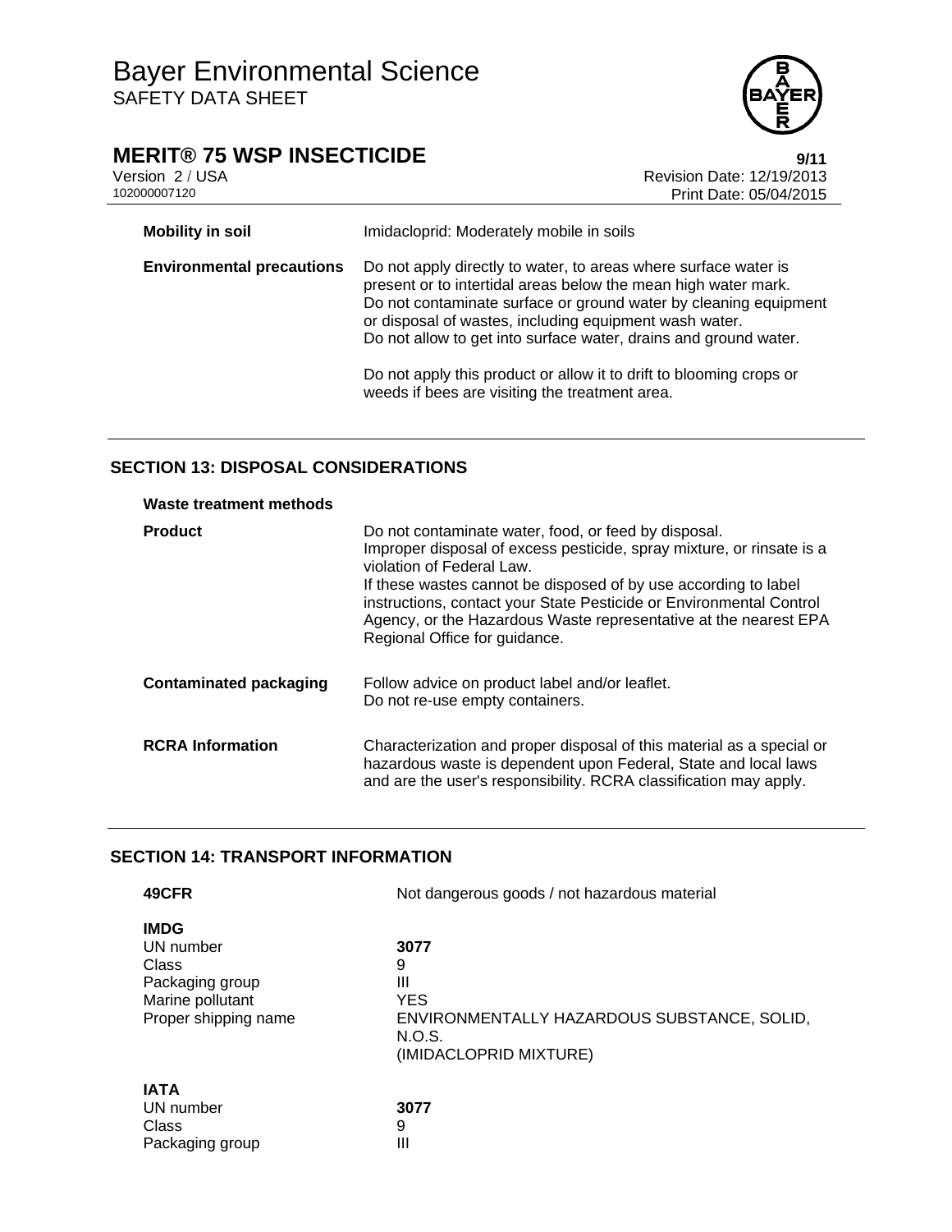| | |
|---|---|
| **Mobility in soil** | Imidacloprid: Moderately mobile in soils |
| **Environmental precautions** | Do not apply directly to water, to areas where surface water is present or to intertidal areas below the mean high water mark. Do not contaminate surface or ground water by cleaning equipment or disposal of wastes, including equipment wash water. Do not allow to get into surface water, drains and ground water.<br><br>Do not apply this product or allow it to drift to blooming crops or weeds if bees are visiting the treatment area. |

## SECTION 13: DISPOSAL CONSIDERATIONS

**Waste treatment methods**

| | |
|---|---|
| **Product** | Do not contaminate water, food, or feed by disposal. Improper disposal of excess pesticide, spray mixture, or rinsate is a violation of Federal Law. If these wastes cannot be disposed of by use according to label instructions, contact your State Pesticide or Environmental Control Agency, or the Hazardous Waste representative at the nearest EPA Regional Office for guidance. |
| **Contaminated packaging** | Follow advice on product label and/or leaflet. Do not re-use empty containers. |
| **RCRA Information** | Characterization and proper disposal of this material as a special or hazardous waste is dependent upon Federal, State and local laws and are the user's responsibility. RCRA classification may apply. |

## SECTION 14: TRANSPORT INFORMATION

| | |
|---|---|
| **49CFR** | Not dangerous goods / not hazardous material |
| **IMDG** | |
| UN number | **3077** |
| Class | 9 |
| Packaging group | III |
| Marine pollutant | YES |
| Proper shipping name | ENVIRONMENTALLY HAZARDOUS SUBSTANCE, SOLID, N.O.S. (IMIDACLOPRID MIXTURE) |
| **IATA** | |
| UN number | **3077** |
| Class | 9 |
| Packaging group | III |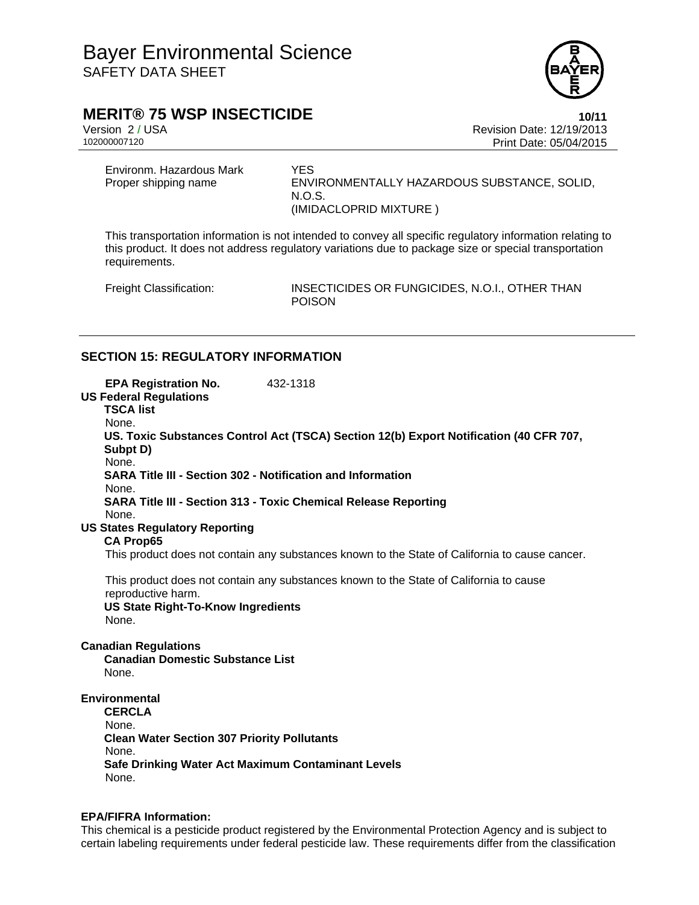| | |
|---|---|
| Environm. Hazardous Mark | YES |
| Proper shipping name | ENVIRONMENTALLY HAZARDOUS SUBSTANCE, SOLID, N.O.S. (IMIDACLOPRID MIXTURE ) |

This transportation information is not intended to convey all specific regulatory information relating to this product. It does not address regulatory variations due to package size or special transportation requirements.

| | |
|---|---|
| Freight Classification: | INSECTICIDES OR FUNGICIDES, N.O.I., OTHER THAN POISON |

## SECTION 15: REGULATORY INFORMATION

**EPA Registration No.** 432-1318

**US Federal Regulations**

**TSCA list**
None.

**US. Toxic Substances Control Act (TSCA) Section 12(b) Export Notification (40 CFR 707, Subpt D)**
None.

**SARA Title III - Section 302 - Notification and Information**
None.

**SARA Title III - Section 313 - Toxic Chemical Release Reporting**
None.

**US States Regulatory Reporting**

**CA Prop65**
This product does not contain any substances known to the State of California to cause cancer.

This product does not contain any substances known to the State of California to cause reproductive harm.

**US State Right-To-Know Ingredients**
None.

**Canadian Regulations**

**Canadian Domestic Substance List**
None.

**Environmental**

**CERCLA**
None.

**Clean Water Section 307 Priority Pollutants**
None.

**Safe Drinking Water Act Maximum Contaminant Levels**
None.

**EPA/FIFRA Information:**

This chemical is a pesticide product registered by the Environmental Protection Agency and is subject to certain labeling requirements under federal pesticide law. These requirements differ from the classification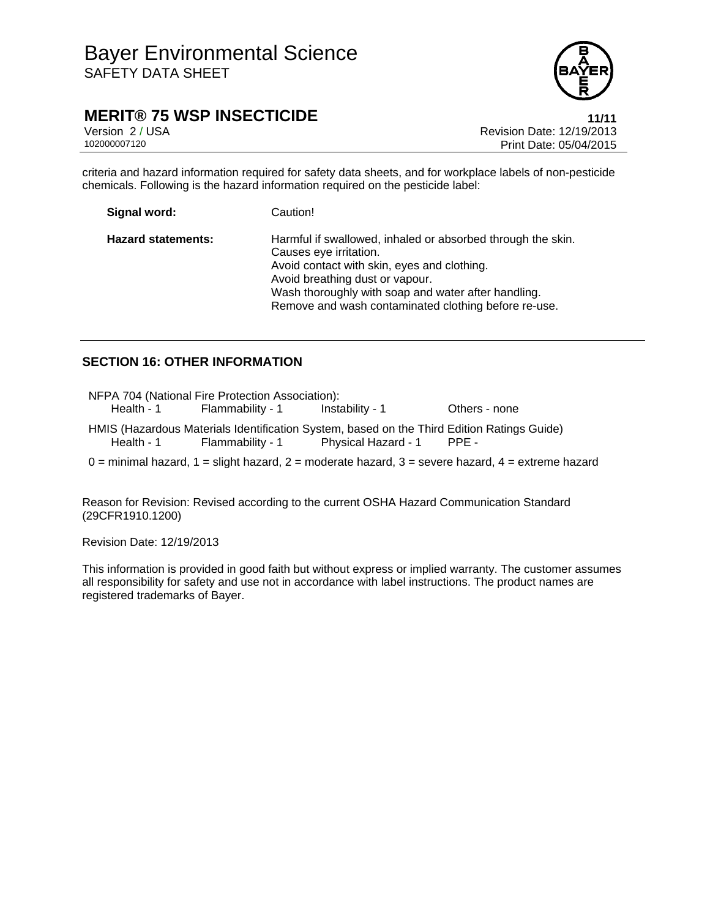criteria and hazard information required for safety data sheets, and for workplace labels of non-pesticide chemicals. Following is the hazard information required on the pesticide label:

| | |
|---|---|
| **Signal word:** | Caution! |
| **Hazard statements:** | Harmful if swallowed, inhaled or absorbed through the skin.<br>Causes eye irritation.<br>Avoid contact with skin, eyes and clothing.<br>Avoid breathing dust or vapour.<br>Wash thoroughly with soap and water after handling.<br>Remove and wash contaminated clothing before re-use. |

## SECTION 16: OTHER INFORMATION

NFPA 704 (National Fire Protection Association):

| | | | |
|---|---|---|---|
| Health - 1 | Flammability - 1 | Instability - 1 | Others - none |

HMIS (Hazardous Materials Identification System, based on the Third Edition Ratings Guide)

| | | | |
|---|---|---|---|
| Health - 1 | Flammability - 1 | Physical Hazard - 1 | PPE - |

0 = minimal hazard, 1 = slight hazard, 2 = moderate hazard, 3 = severe hazard, 4 = extreme hazard

Reason for Revision: Revised according to the current OSHA Hazard Communication Standard (29CFR1910.1200)

Revision Date: 12/19/2013

This information is provided in good faith but without express or implied warranty. The customer assumes all responsibility for safety and use not in accordance with label instructions. The product names are registered trademarks of Bayer.